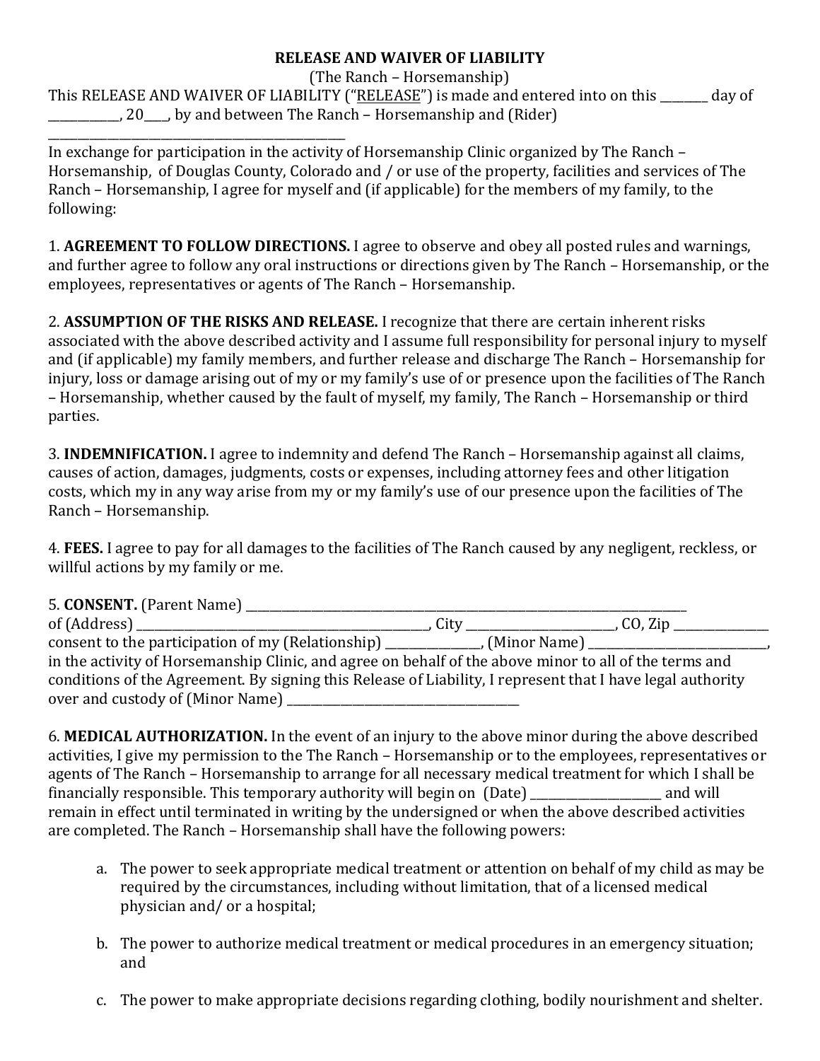**RELEASE AND WAIVER OF LIABILITY**

(The Ranch – Horsemanship)

This RELEASE AND WAIVER OF LIABILITY ("RELEASE") is made and entered into on this ________ day of ____________, 20____, by and between The Ranch – Horsemanship and (Rider) ___________________________________________________

In exchange for participation in the activity of Horsemanship Clinic organized by The Ranch – Horsemanship, of Douglas County, Colorado and / or use of the property, facilities and services of The Ranch – Horsemanship, I agree for myself and (if applicable) for the members of my family, to the following:

1. **AGREEMENT TO FOLLOW DIRECTIONS.** I agree to observe and obey all posted rules and warnings, and further agree to follow any oral instructions or directions given by The Ranch – Horsemanship, or the employees, representatives or agents of The Ranch – Horsemanship.

2. **ASSUMPTION OF THE RISKS AND RELEASE.** I recognize that there are certain inherent risks associated with the above described activity and I assume full responsibility for personal injury to myself and (if applicable) my family members, and further release and discharge The Ranch – Horsemanship for injury, loss or damage arising out of my or my family's use of or presence upon the facilities of The Ranch – Horsemanship, whether caused by the fault of myself, my family, The Ranch – Horsemanship or third parties.

3. **INDEMNIFICATION.** I agree to indemnity and defend The Ranch – Horsemanship against all claims, causes of action, damages, judgments, costs or expenses, including attorney fees and other litigation costs, which my in any way arise from my or my family's use of our presence upon the facilities of The Ranch – Horsemanship.

4. **FEES.** I agree to pay for all damages to the facilities of The Ranch caused by any negligent, reckless, or willful actions by my family or me.

5. **CONSENT.** (Parent Name) ________________________________________________________________________ of (Address) _________________________________________________, City _________________________, CO, Zip ________________ consent to the participation of my (Relationship) ________________, (Minor Name) ______________________________, in the activity of Horsemanship Clinic, and agree on behalf of the above minor to all of the terms and conditions of the Agreement. By signing this Release of Liability, I represent that I have legal authority over and custody of (Minor Name) ______________________________________

6. **MEDICAL AUTHORIZATION.** In the event of an injury to the above minor during the above described activities, I give my permission to the The Ranch – Horsemanship or to the employees, representatives or agents of The Ranch – Horsemanship to arrange for all necessary medical treatment for which I shall be financially responsible. This temporary authority will begin on (Date) ______________________ and will remain in effect until terminated in writing by the undersigned or when the above described activities are completed. The Ranch – Horsemanship shall have the following powers:

a. The power to seek appropriate medical treatment or attention on behalf of my child as may be required by the circumstances, including without limitation, that of a licensed medical physician and/ or a hospital;

b. The power to authorize medical treatment or medical procedures in an emergency situation; and

c. The power to make appropriate decisions regarding clothing, bodily nourishment and shelter.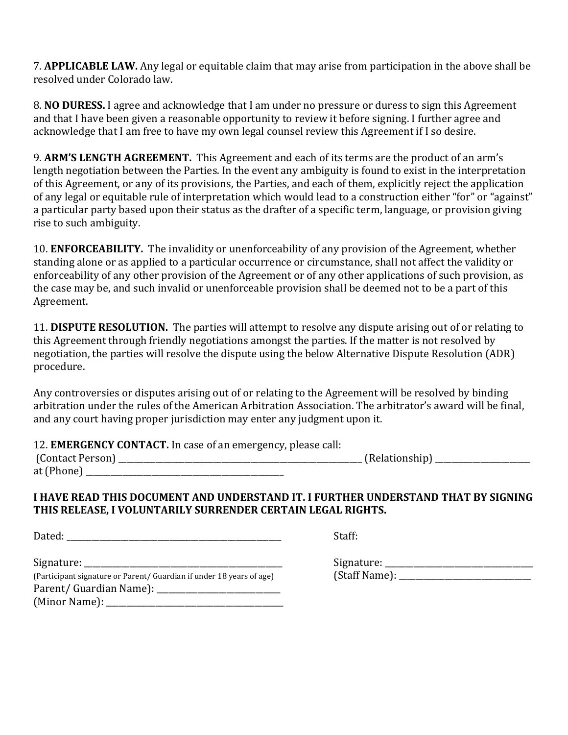7. **APPLICABLE LAW.** Any legal or equitable claim that may arise from participation in the above shall be resolved under Colorado law.

8. **NO DURESS.** I agree and acknowledge that I am under no pressure or duress to sign this Agreement and that I have been given a reasonable opportunity to review it before signing. I further agree and acknowledge that I am free to have my own legal counsel review this Agreement if I so desire.

9. **ARM'S LENGTH AGREEMENT.** This Agreement and each of its terms are the product of an arm's length negotiation between the Parties. In the event any ambiguity is found to exist in the interpretation of this Agreement, or any of its provisions, the Parties, and each of them, explicitly reject the application of any legal or equitable rule of interpretation which would lead to a construction either "for" or "against" a particular party based upon their status as the drafter of a specific term, language, or provision giving rise to such ambiguity.

10. **ENFORCEABILITY.** The invalidity or unenforceability of any provision of the Agreement, whether standing alone or as applied to a particular occurrence or circumstance, shall not affect the validity or enforceability of any other provision of the Agreement or of any other applications of such provision, as the case may be, and such invalid or unenforceable provision shall be deemed not to be a part of this Agreement.

11. **DISPUTE RESOLUTION.** The parties will attempt to resolve any dispute arising out of or relating to this Agreement through friendly negotiations amongst the parties. If the matter is not resolved by negotiation, the parties will resolve the dispute using the below Alternative Dispute Resolution (ADR) procedure.

Any controversies or disputes arising out of or relating to the Agreement will be resolved by binding arbitration under the rules of the American Arbitration Association. The arbitrator's award will be final, and any court having proper jurisdiction may enter any judgment upon it.

12. **EMERGENCY CONTACT.** In case of an emergency, please call:
(Contact Person) ________________________________________ (Relationship) ________________
at (Phone) ________________________________

**I HAVE READ THIS DOCUMENT AND UNDERSTAND IT. I FURTHER UNDERSTAND THAT BY SIGNING THIS RELEASE, I VOLUNTARILY SURRENDER CERTAIN LEGAL RIGHTS.**

Dated: ____________________________________

Signature: _________________________________
(Participant signature or Parent/ Guardian if under 18 years of age)
Parent/ Guardian Name): ____________________
(Minor Name): _____________________________

Staff:

Signature: __________________________
(Staff Name): _______________________